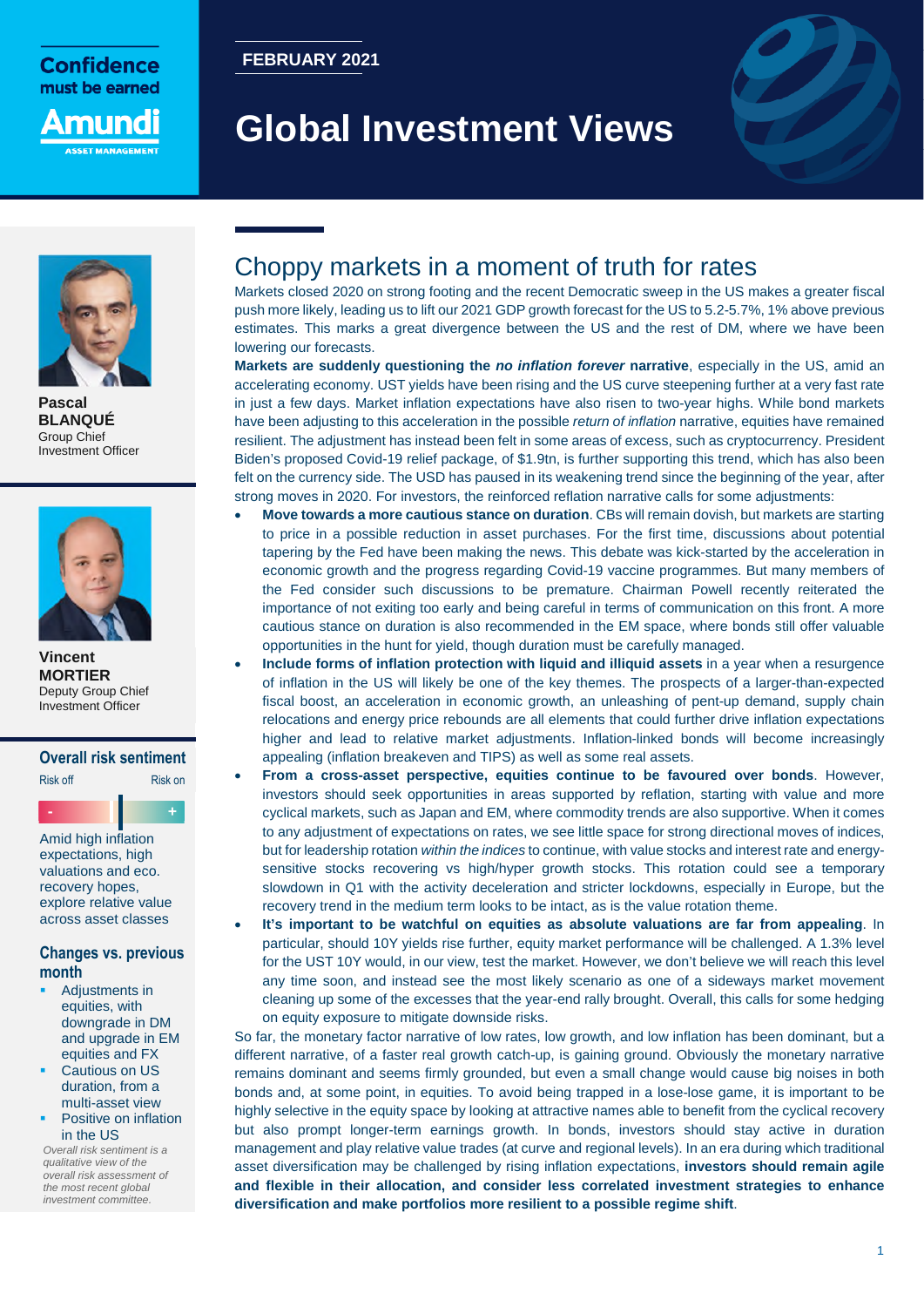Confidence must be earned

Amundi
ASSET MANAGEMENT

FEBRUARY 2021

# Global Investment Views

**Pascal BLANQUÉ**
Group Chief Investment Officer

**Vincent MORTIER**
Deputy Group Chief Investment Officer

## Choppy markets in a moment of truth for rates

Markets closed 2020 on strong footing and the recent Democratic sweep in the US makes a greater fiscal push more likely, leading us to lift our 2021 GDP growth forecast for the US to 5.2-5.7%, 1% above previous estimates. This marks a great divergence between the US and the rest of DM, where we have been lowering our forecasts.

**Markets are suddenly questioning the *no inflation forever* narrative**, especially in the US, amid an accelerating economy. UST yields have been rising and the US curve steepening further at a very fast rate in just a few days. Market inflation expectations have also risen to two-year highs. While bond markets have been adjusting to this acceleration in the possible *return of inflation* narrative, equities have remained resilient. The adjustment has instead been felt in some areas of excess, such as cryptocurrency. President Biden's proposed Covid-19 relief package, of $1.9tn, is further supporting this trend, which has also been felt on the currency side. The USD has paused in its weakening trend since the beginning of the year, after strong moves in 2020. For investors, the reinforced reflation narrative calls for some adjustments:

- **Move towards a more cautious stance on duration**. CBs will remain dovish, but markets are starting to price in a possible reduction in asset purchases. For the first time, discussions about potential tapering by the Fed have been making the news. This debate was kick-started by the acceleration in economic growth and the progress regarding Covid-19 vaccine programmes. But many members of the Fed consider such discussions to be premature. Chairman Powell recently reiterated the importance of not exiting too early and being careful in terms of communication on this front. A more cautious stance on duration is also recommended in the EM space, where bonds still offer valuable opportunities in the hunt for yield, though duration must be carefully managed.
- **Include forms of inflation protection with liquid and illiquid assets** in a year when a resurgence of inflation in the US will likely be one of the key themes. The prospects of a larger-than-expected fiscal boost, an acceleration in economic growth, an unleashing of pent-up demand, supply chain relocations and energy price rebounds are all elements that could further drive inflation expectations higher and lead to relative market adjustments. Inflation-linked bonds will become increasingly appealing (inflation breakeven and TIPS) as well as some real assets.
- **From a cross-asset perspective, equities continue to be favoured over bonds**. However, investors should seek opportunities in areas supported by reflation, starting with value and more cyclical markets, such as Japan and EM, where commodity trends are also supportive. When it comes to any adjustment of expectations on rates, we see little space for strong directional moves of indices, but for leadership rotation *within the indices* to continue, with value stocks and interest rate and energy-sensitive stocks recovering vs high/hyper growth stocks. This rotation could see a temporary slowdown in Q1 with the activity deceleration and stricter lockdowns, especially in Europe, but the recovery trend in the medium term looks to be intact, as is the value rotation theme.
- **It's important to be watchful on equities as absolute valuations are far from appealing**. In particular, should 10Y yields rise further, equity market performance will be challenged. A 1.3% level for the UST 10Y would, in our view, test the market. However, we don't believe we will reach this level any time soon, and instead see the most likely scenario as one of a sideways market movement cleaning up some of the excesses that the year-end rally brought. Overall, this calls for some hedging on equity exposure to mitigate downside risks.

So far, the monetary factor narrative of low rates, low growth, and low inflation has been dominant, but a different narrative, of a faster real growth catch-up, is gaining ground. Obviously the monetary narrative remains dominant and seems firmly grounded, but even a small change would cause big noises in both bonds and, at some point, in equities. To avoid being trapped in a lose-lose game, it is important to be highly selective in the equity space by looking at attractive names able to benefit from the cyclical recovery but also prompt longer-term earnings growth. In bonds, investors should stay active in duration management and play relative value trades (at curve and regional levels). In an era during which traditional asset diversification may be challenged by rising inflation expectations, **investors should remain agile and flexible in their allocation, and consider less correlated investment strategies to enhance diversification and make portfolios more resilient to a possible regime shift**.

### Overall risk sentiment

Risk off — Risk on

Amid high inflation expectations, high valuations and eco. recovery hopes, explore relative value across asset classes

### Changes vs. previous month

- Adjustments in equities, with downgrade in DM and upgrade in EM equities and FX
- Cautious on US duration, from a multi-asset view
- Positive on inflation in the US

*Overall risk sentiment is a qualitative view of the overall risk assessment of the most recent global investment committee.*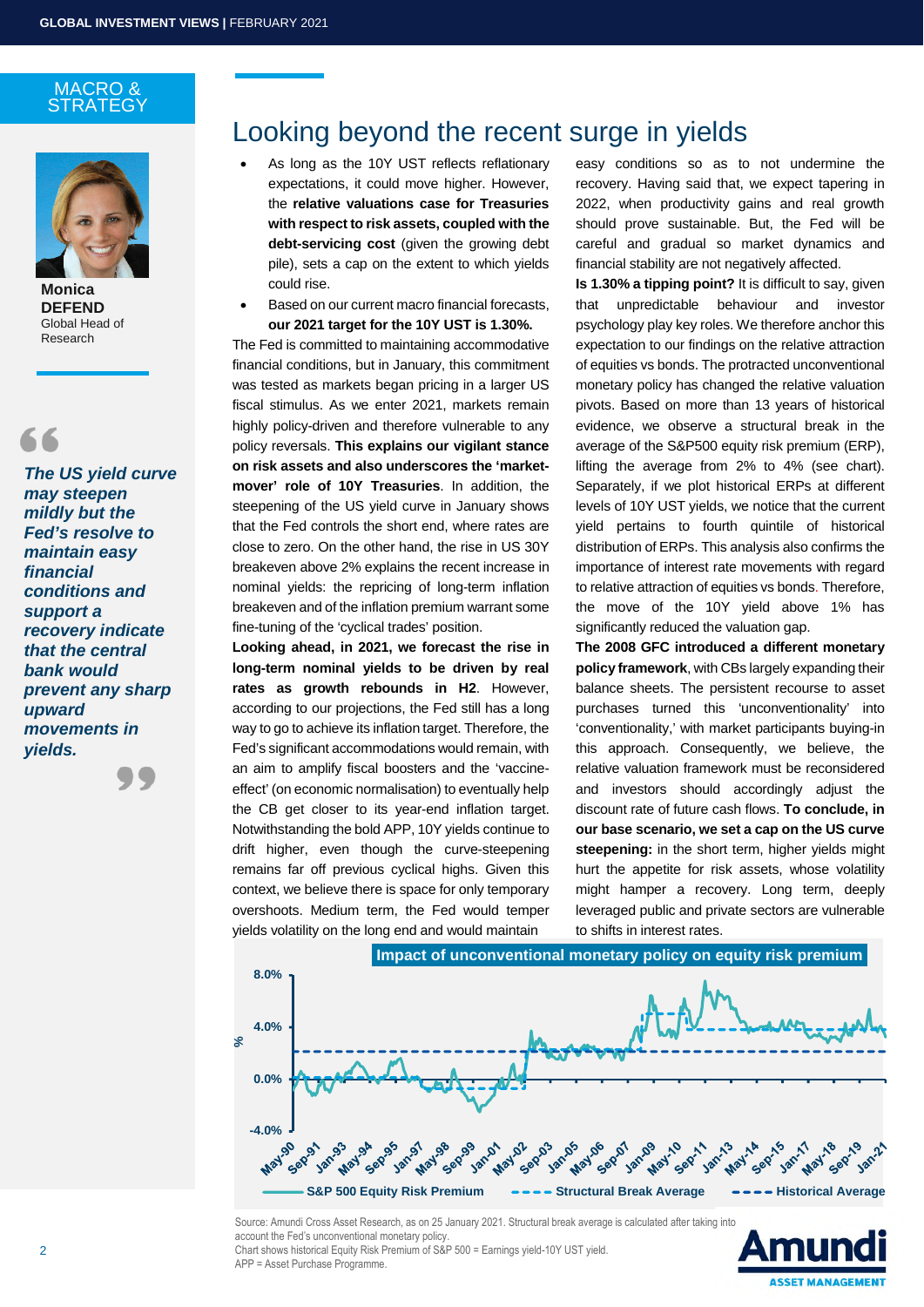MACRO & STRATEGY

**Monica DEFEND**
Global Head of Research

> ***The US yield curve may steepen mildly but the Fed's resolve to maintain easy financial conditions and support a recovery indicate that the central bank would prevent any sharp upward movements in yields.***

# Looking beyond the recent surge in yields

- As long as the 10Y UST reflects reflationary expectations, it could move higher. However, the **relative valuations case for Treasuries with respect to risk assets, coupled with the debt-servicing cost** (given the growing debt pile), sets a cap on the extent to which yields could rise.
- Based on our current macro financial forecasts, **our 2021 target for the 10Y UST is 1.30%.**

The Fed is committed to maintaining accommodative financial conditions, but in January, this commitment was tested as markets began pricing in a larger US fiscal stimulus. As we enter 2021, markets remain highly policy-driven and therefore vulnerable to any policy reversals. **This explains our vigilant stance on risk assets and also underscores the 'market-mover' role of 10Y Treasuries**. In addition, the steepening of the US yield curve in January shows that the Fed controls the short end, where rates are close to zero. On the other hand, the rise in US 30Y breakeven above 2% explains the recent increase in nominal yields: the repricing of long-term inflation breakeven and of the inflation premium warrant some fine-tuning of the 'cyclical trades' position.

**Looking ahead, in 2021, we forecast the rise in long-term nominal yields to be driven by real rates as growth rebounds in H2**. However, according to our projections, the Fed still has a long way to go to achieve its inflation target. Therefore, the Fed's significant accommodations would remain, with an aim to amplify fiscal boosters and the 'vaccine-effect' (on economic normalisation) to eventually help the CB get closer to its year-end inflation target. Notwithstanding the bold APP, 10Y yields continue to drift higher, even though the curve-steepening remains far off previous cyclical highs. Given this context, we believe there is space for only temporary overshoots. Medium term, the Fed would temper yields volatility on the long end and would maintain easy conditions so as to not undermine the recovery. Having said that, we expect tapering in 2022, when productivity gains and real growth should prove sustainable. But, the Fed will be careful and gradual so market dynamics and financial stability are not negatively affected.

**Is 1.30% a tipping point?** It is difficult to say, given that unpredictable behaviour and investor psychology play key roles. We therefore anchor this expectation to our findings on the relative attraction of equities vs bonds. The protracted unconventional monetary policy has changed the relative valuation pivots. Based on more than 13 years of historical evidence, we observe a structural break in the average of the S&P500 equity risk premium (ERP), lifting the average from 2% to 4% (see chart). Separately, if we plot historical ERPs at different levels of 10Y UST yields, we notice that the current yield pertains to fourth quintile of historical distribution of ERPs. This analysis also confirms the importance of interest rate movements with regard to relative attraction of equities vs bonds. Therefore, the move of the 10Y yield above 1% has significantly reduced the valuation gap.

**The 2008 GFC introduced a different monetary policy framework**, with CBs largely expanding their balance sheets. The persistent recourse to asset purchases turned this 'unconventionality' into 'conventionality,' with market participants buying-in this approach. Consequently, we believe, the relative valuation framework must be reconsidered and investors should accordingly adjust the discount rate of future cash flows. **To conclude, in our base scenario, we set a cap on the US curve steepening:** in the short term, higher yields might hurt the appetite for risk assets, whose volatility might hamper a recovery. Long term, deeply leveraged public and private sectors are vulnerable to shifts in interest rates.

**Impact of unconventional monetary policy on equity risk premium**

Source: Amundi Cross Asset Research, as on 25 January 2021. Structural break average is calculated after taking into account the Fed's unconventional monetary policy.
Chart shows historical Equity Risk Premium of S&P 500 = Earnings yield-10Y UST yield.
APP = Asset Purchase Programme.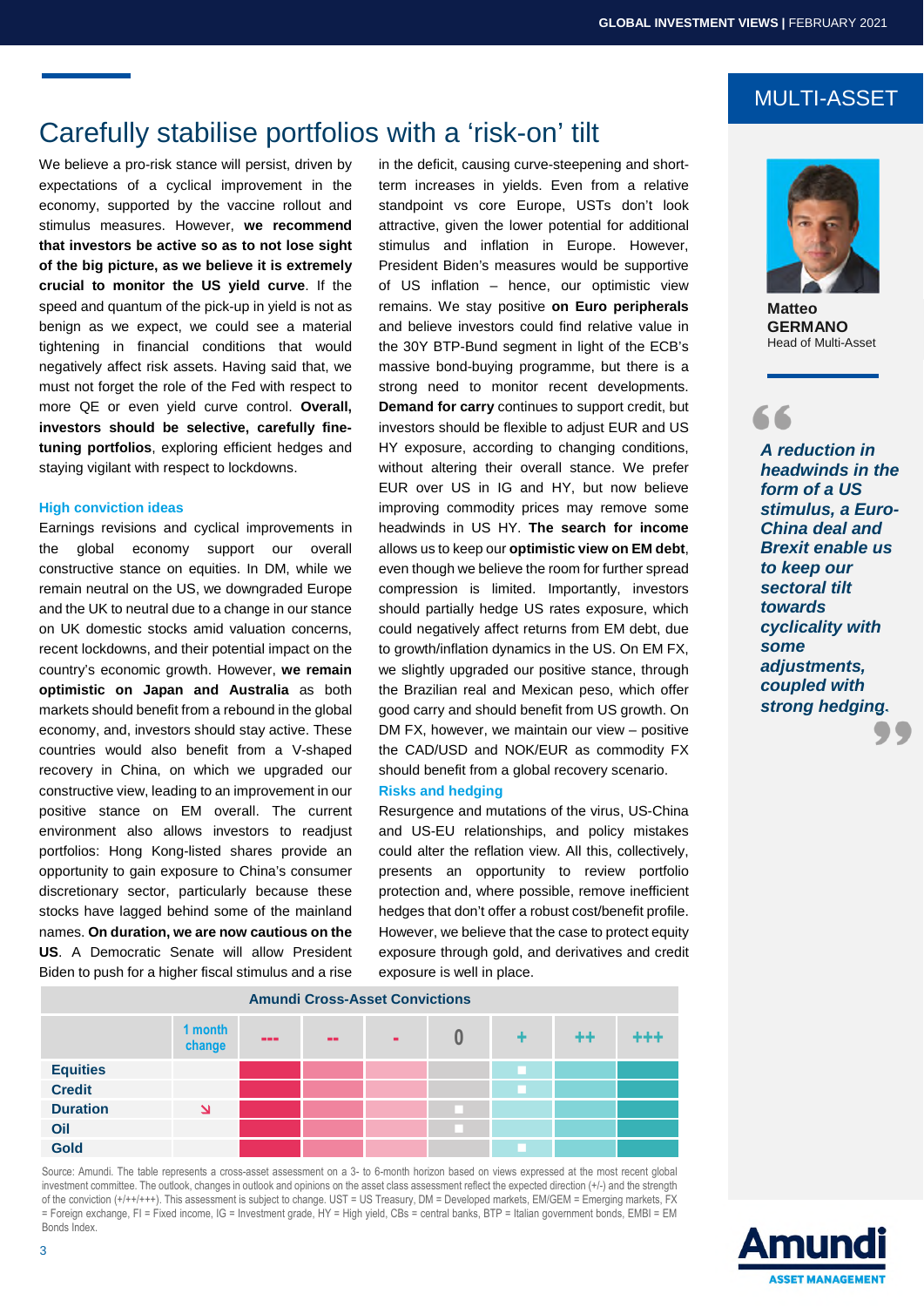## MULTI-ASSET

# Carefully stabilise portfolios with a 'risk-on' tilt

We believe a pro-risk stance will persist, driven by expectations of a cyclical improvement in the economy, supported by the vaccine rollout and stimulus measures. However, **we recommend that investors be active so as to not lose sight of the big picture, as we believe it is extremely crucial to monitor the US yield curve**. If the speed and quantum of the pick-up in yield is not as benign as we expect, we could see a material tightening in financial conditions that would negatively affect risk assets. Having said that, we must not forget the role of the Fed with respect to more QE or even yield curve control. **Overall, investors should be selective, carefully fine-tuning portfolios**, exploring efficient hedges and staying vigilant with respect to lockdowns.

### High conviction ideas

Earnings revisions and cyclical improvements in the global economy support our overall constructive stance on equities. In DM, while we remain neutral on the US, we downgraded Europe and the UK to neutral due to a change in our stance on UK domestic stocks amid valuation concerns, recent lockdowns, and their potential impact on the country's economic growth. However, **we remain optimistic on Japan and Australia** as both markets should benefit from a rebound in the global economy, and, investors should stay active. These countries would also benefit from a V-shaped recovery in China, on which we upgraded our constructive view, leading to an improvement in our positive stance on EM overall. The current environment also allows investors to readjust portfolios: Hong Kong-listed shares provide an opportunity to gain exposure to China's consumer discretionary sector, particularly because these stocks have lagged behind some of the mainland names. **On duration, we are now cautious on the US**. A Democratic Senate will allow President Biden to push for a higher fiscal stimulus and a rise in the deficit, causing curve-steepening and short-term increases in yields. Even from a relative standpoint vs core Europe, USTs don't look attractive, given the lower potential for additional stimulus and inflation in Europe. However, President Biden's measures would be supportive of US inflation – hence, our optimistic view remains. We stay positive **on Euro peripherals** and believe investors could find relative value in the 30Y BTP-Bund segment in light of the ECB's massive bond-buying programme, but there is a strong need to monitor recent developments. **Demand for carry** continues to support credit, but investors should be flexible to adjust EUR and US HY exposure, according to changing conditions, without altering their overall stance. We prefer EUR over US in IG and HY, but now believe improving commodity prices may remove some headwinds in US HY. **The search for income** allows us to keep our **optimistic view on EM debt**, even though we believe the room for further spread compression is limited. Importantly, investors should partially hedge US rates exposure, which could negatively affect returns from EM debt, due to growth/inflation dynamics in the US. On EM FX, we slightly upgraded our positive stance, through the Brazilian real and Mexican peso, which offer good carry and should benefit from US growth. On DM FX, however, we maintain our view – positive the CAD/USD and NOK/EUR as commodity FX should benefit from a global recovery scenario.

### Risks and hedging

Resurgence and mutations of the virus, US-China and US-EU relationships, and policy mistakes could alter the reflation view. All this, collectively, presents an opportunity to review portfolio protection and, where possible, remove inefficient hedges that don't offer a robust cost/benefit profile. However, we believe that the case to protect equity exposure through gold, and derivatives and credit exposure is well in place.

**Amundi Cross-Asset Convictions**

| | 1 month change | --- | -- | - | 0 | + | ++ | +++ |
|---|---|---|---|---|---|---|---|---|
| Equities | | | | | | ■ | | |
| Credit | | | | | | ■ | | |
| Duration | ↘ | | | | ■ | | | |
| Oil | | | | | ■ | | | |
| Gold | | | | | | ■ | | |

Source: Amundi. The table represents a cross-asset assessment on a 3- to 6-month horizon based on views expressed at the most recent global investment committee. The outlook, changes in outlook and opinions on the asset class assessment reflect the expected direction (+/-) and the strength of the conviction (+/++/+++). This assessment is subject to change. UST = US Treasury, DM = Developed markets, EM/GEM = Emerging markets, FX = Foreign exchange, FI = Fixed income, IG = Investment grade, HY = High yield, CBs = central banks, BTP = Italian government bonds, EMBI = EM Bonds Index.

**Matteo GERMANO**
Head of Multi-Asset

> ***"A reduction in headwinds in the form of a US stimulus, a Euro-China deal and Brexit enable us to keep our sectoral tilt towards cyclicality with some adjustments, coupled with strong hedging."***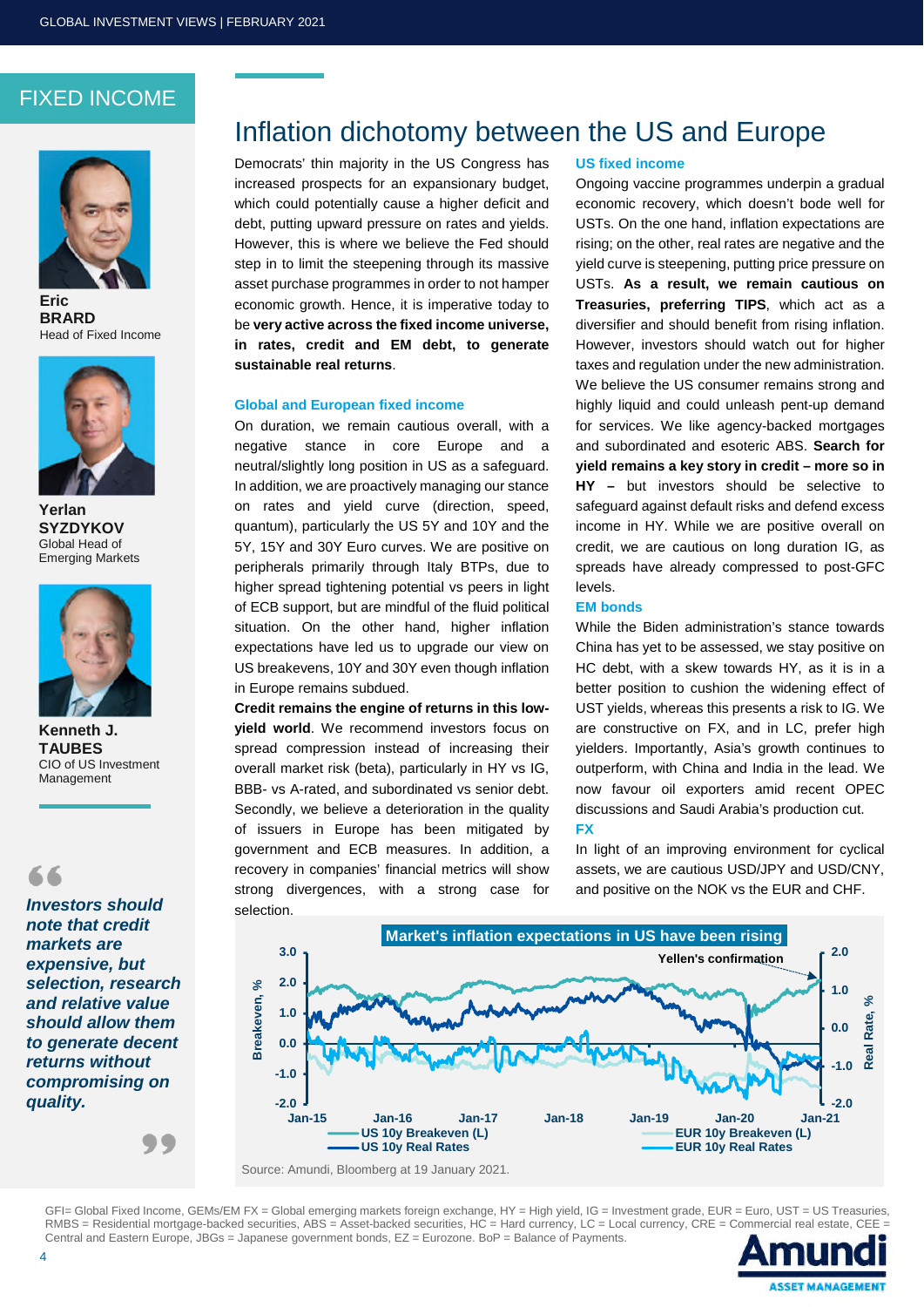## FIXED INCOME

**Eric BRARD**
Head of Fixed Income

**Yerlan SYZDYKOV**
Global Head of Emerging Markets

**Kenneth J. TAUBES**
CIO of US Investment Management

> ***Investors should note that credit markets are expensive, but selection, research and relative value should allow them to generate decent returns without compromising on quality.***

# Inflation dichotomy between the US and Europe

Democrats' thin majority in the US Congress has increased prospects for an expansionary budget, which could potentially cause a higher deficit and debt, putting upward pressure on rates and yields. However, this is where we believe the Fed should step in to limit the steepening through its massive asset purchase programmes in order to not hamper economic growth. Hence, it is imperative today to be **very active across the fixed income universe, in rates, credit and EM debt, to generate sustainable real returns**.

### Global and European fixed income

On duration, we remain cautious overall, with a negative stance in core Europe and a neutral/slightly long position in US as a safeguard. In addition, we are proactively managing our stance on rates and yield curve (direction, speed, quantum), particularly the US 5Y and 10Y and the 5Y, 15Y and 30Y Euro curves. We are positive on peripherals primarily through Italy BTPs, due to higher spread tightening potential vs peers in light of ECB support, but are mindful of the fluid political situation. On the other hand, higher inflation expectations have led us to upgrade our view on US breakevens, 10Y and 30Y even though inflation in Europe remains subdued.

**Credit remains the engine of returns in this low-yield world**. We recommend investors focus on spread compression instead of increasing their overall market risk (beta), particularly in HY vs IG, BBB- vs A-rated, and subordinated vs senior debt. Secondly, we believe a deterioration in the quality of issuers in Europe has been mitigated by government and ECB measures. In addition, a recovery in companies' financial metrics will show strong divergences, with a strong case for selection.

### US fixed income

Ongoing vaccine programmes underpin a gradual economic recovery, which doesn't bode well for USTs. On the one hand, inflation expectations are rising; on the other, real rates are negative and the yield curve is steepening, putting price pressure on USTs. **As a result, we remain cautious on Treasuries, preferring TIPS**, which act as a diversifier and should benefit from rising inflation. However, investors should watch out for higher taxes and regulation under the new administration. We believe the US consumer remains strong and highly liquid and could unleash pent-up demand for services. We like agency-backed mortgages and subordinated and esoteric ABS. **Search for yield remains a key story in credit – more so in HY –** but investors should be selective to safeguard against default risks and defend excess income in HY. While we are positive overall on credit, we are cautious on long duration IG, as spreads have already compressed to post-GFC levels.

### EM bonds

While the Biden administration's stance towards China has yet to be assessed, we stay positive on HC debt, with a skew towards HY, as it is in a better position to cushion the widening effect of UST yields, whereas this presents a risk to IG. We are constructive on FX, and in LC, prefer high yielders. Importantly, Asia's growth continues to outperform, with China and India in the lead. We now favour oil exporters amid recent OPEC discussions and Saudi Arabia's production cut.

### FX

In light of an improving environment for cyclical assets, we are cautious USD/JPY and USD/CNY, and positive on the NOK vs the EUR and CHF.

**Market's inflation expectations in US have been rising**

Chart: Breakeven, % (left axis, -2.0 to 3.0) and Real Rate, % (right axis, -2.0 to 2.0), Jan-15 to Jan-21. Annotation: Yellen's confirmation. Series: US 10y Breakeven (L), US 10y Real Rates, EUR 10y Breakeven (L), EUR 10y Real Rates.

Source: Amundi, Bloomberg at 19 January 2021.

GFI= Global Fixed Income, GEMs/EM FX = Global emerging markets foreign exchange, HY = High yield, IG = Investment grade, EUR = Euro, UST = US Treasuries, RMBS = Residential mortgage-backed securities, ABS = Asset-backed securities, HC = Hard currency, LC = Local currency, CRE = Commercial real estate, CEE = Central and Eastern Europe, JBGs = Japanese government bonds, EZ = Eurozone. BoP = Balance of Payments.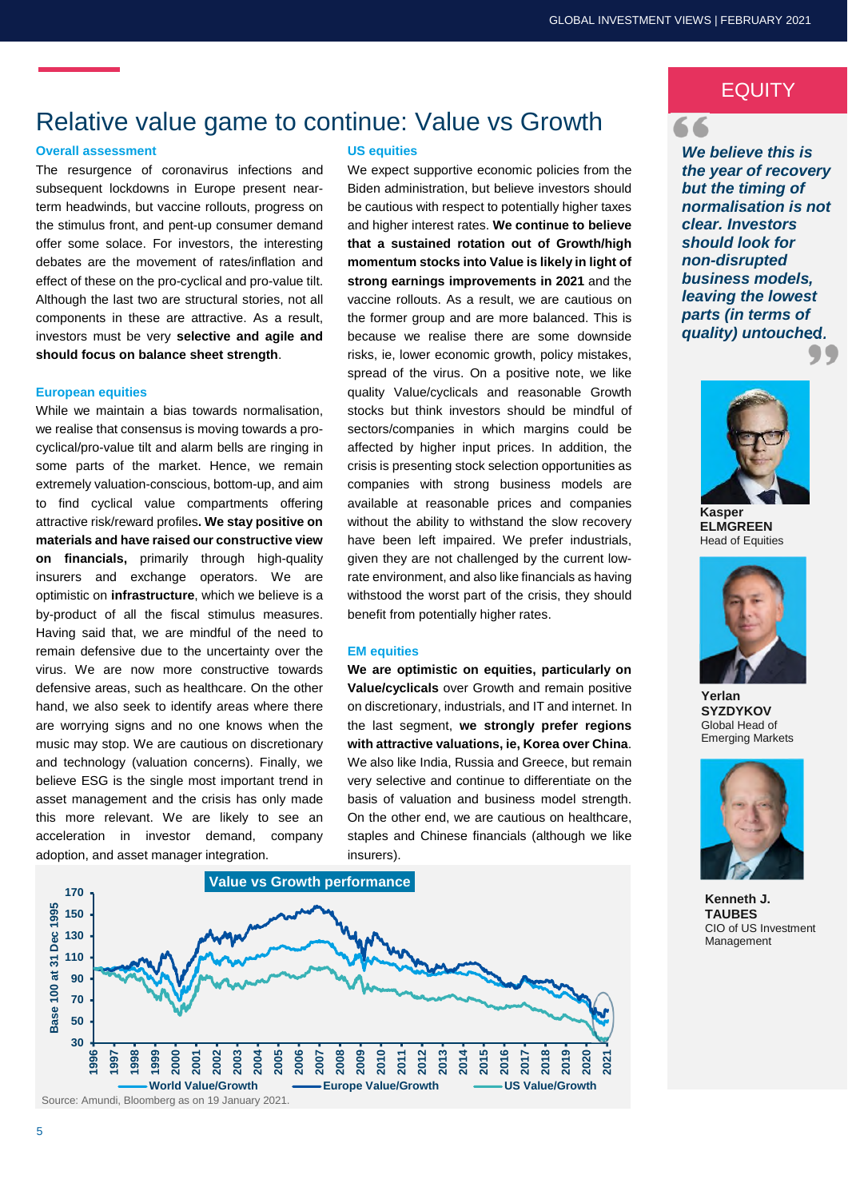# Relative value game to continue: Value vs Growth

## EQUITY

**Overall assessment**

The resurgence of coronavirus infections and subsequent lockdowns in Europe present near-term headwinds, but vaccine rollouts, progress on the stimulus front, and pent-up consumer demand offer some solace. For investors, the interesting debates are the movement of rates/inflation and effect of these on the pro-cyclical and pro-value tilt. Although the last two are structural stories, not all components in these are attractive. As a result, investors must be very **selective and agile and should focus on balance sheet strength**.

**European equities**

While we maintain a bias towards normalisation, we realise that consensus is moving towards a pro-cyclical/pro-value tilt and alarm bells are ringing in some parts of the market. Hence, we remain extremely valuation-conscious, bottom-up, and aim to find cyclical value compartments offering attractive risk/reward profiles**. We stay positive on materials and have raised our constructive view on financials,** primarily through high-quality insurers and exchange operators. We are optimistic on **infrastructure**, which we believe is a by-product of all the fiscal stimulus measures. Having said that, we are mindful of the need to remain defensive due to the uncertainty over the virus. We are now more constructive towards defensive areas, such as healthcare. On the other hand, we also seek to identify areas where there are worrying signs and no one knows when the music may stop. We are cautious on discretionary and technology (valuation concerns). Finally, we believe ESG is the single most important trend in asset management and the crisis has only made this more relevant. We are likely to see an acceleration in investor demand, company adoption, and asset manager integration.

**US equities**

We expect supportive economic policies from the Biden administration, but believe investors should be cautious with respect to potentially higher taxes and higher interest rates. **We continue to believe that a sustained rotation out of Growth/high momentum stocks into Value is likely in light of strong earnings improvements in 2021** and the vaccine rollouts. As a result, we are cautious on the former group and are more balanced. This is because we realise there are some downside risks, ie, lower economic growth, policy mistakes, spread of the virus. On a positive note, we like quality Value/cyclicals and reasonable Growth stocks but think investors should be mindful of sectors/companies in which margins could be affected by higher input prices. In addition, the crisis is presenting stock selection opportunities as companies with strong business models are available at reasonable prices and companies without the ability to withstand the slow recovery have been left impaired. We prefer industrials, given they are not challenged by the current low-rate environment, and also like financials as having withstood the worst part of the crisis, they should benefit from potentially higher rates.

**EM equities**

**We are optimistic on equities, particularly on Value/cyclicals** over Growth and remain positive on discretionary, industrials, and IT and internet. In the last segment, **we strongly prefer regions with attractive valuations, ie, Korea over China**. We also like India, Russia and Greece, but remain very selective and continue to differentiate on the basis of valuation and business model strength. On the other end, we are cautious on healthcare, staples and Chinese financials (although we like insurers).

**Value vs Growth performance**

Base 100 at 31 Dec 1995; y-axis 30–170; x-axis 1996–2021. Series: World Value/Growth, Europe Value/Growth, US Value/Growth.

Source: Amundi, Bloomberg as on 19 January 2021.

> ***We believe this is the year of recovery but the timing of normalisation is not clear. Investors should look for non-disrupted business models, leaving the lowest parts (in terms of quality) untouched.***

**Kasper ELMGREEN**
Head of Equities

**Yerlan SYZDYKOV**
Global Head of Emerging Markets

**Kenneth J. TAUBES**
CIO of US Investment Management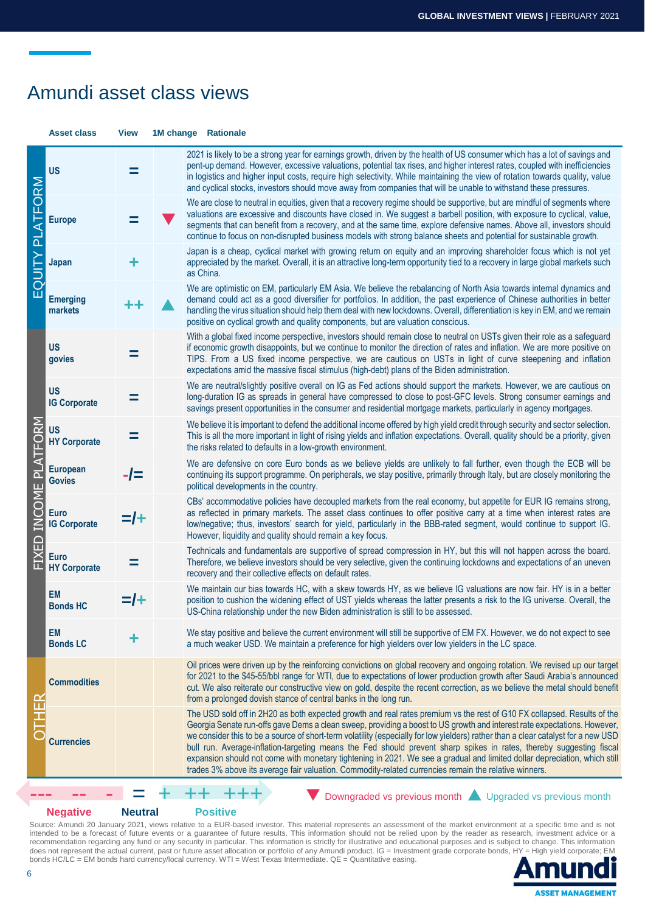# Amundi asset class views

| | Asset class | View | 1M change | Rationale |
|---|---|---|---|---|
| EQUITY PLATFORM | US | = | | 2021 is likely to be a strong year for earnings growth, driven by the health of US consumer which has a lot of savings and pent-up demand. However, excessive valuations, potential tax rises, and higher interest rates, coupled with inefficiencies in logistics and higher input costs, require high selectivity. While maintaining the view of rotation towards quality, value and cyclical stocks, investors should move away from companies that will be unable to withstand these pressures. |
| | Europe | = | ▼ | We are close to neutral in equities, given that a recovery regime should be supportive, but are mindful of segments where valuations are excessive and discounts have closed in. We suggest a barbell position, with exposure to cyclical, value, segments that can benefit from a recovery, and at the same time, explore defensive names. Above all, investors should continue to focus on non-disrupted business models with strong balance sheets and potential for sustainable growth. |
| | Japan | + | | Japan is a cheap, cyclical market with growing return on equity and an improving shareholder focus which is not yet appreciated by the market. Overall, it is an attractive long-term opportunity tied to a recovery in large global markets such as China. |
| | Emerging markets | ++ | ▲ | We are optimistic on EM, particularly EM Asia. We believe the rebalancing of North Asia towards internal dynamics and demand could act as a good diversifier for portfolios. In addition, the past experience of Chinese authorities in better handling the virus situation should help them deal with new lockdowns. Overall, differentiation is key in EM, and we remain positive on cyclical growth and quality components, but are valuation conscious. |
| FIXED INCOME PLATFORM | US govies | = | | With a global fixed income perspective, investors should remain close to neutral on USTs given their role as a safeguard if economic growth disappoints, but we continue to monitor the direction of rates and inflation. We are more positive on TIPS. From a US fixed income perspective, we are cautious on USTs in light of curve steepening and inflation expectations amid the massive fiscal stimulus (high-debt) plans of the Biden administration. |
| | US IG Corporate | = | | We are neutral/slightly positive overall on IG as Fed actions should support the markets. However, we are cautious on long-duration IG as spreads in general have compressed to close to post-GFC levels. Strong consumer earnings and savings present opportunities in the consumer and residential mortgage markets, particularly in agency mortgages. |
| | US HY Corporate | = | | We believe it is important to defend the additional income offered by high yield credit through security and sector selection. This is all the more important in light of rising yields and inflation expectations. Overall, quality should be a priority, given the risks related to defaults in a low-growth environment. |
| | European Govies | -/= | | We are defensive on core Euro bonds as we believe yields are unlikely to fall further, even though the ECB will be continuing its support programme. On peripherals, we stay positive, primarily through Italy, but are closely monitoring the political developments in the country. |
| | Euro IG Corporate | =/+ | | CBs' accommodative policies have decoupled markets from the real economy, but appetite for EUR IG remains strong, as reflected in primary markets. The asset class continues to offer positive carry at a time when interest rates are low/negative; thus, investors' search for yield, particularly in the BBB-rated segment, would continue to support IG. However, liquidity and quality should remain a key focus. |
| | Euro HY Corporate | = | | Technicals and fundamentals are supportive of spread compression in HY, but this will not happen across the board. Therefore, we believe investors should be very selective, given the continuing lockdowns and expectations of an uneven recovery and their collective effects on default rates. |
| | EM Bonds HC | =/+ | | We maintain our bias towards HC, with a skew towards HY, as we believe IG valuations are now fair. HY is in a better position to cushion the widening effect of UST yields whereas the latter presents a risk to the IG universe. Overall, the US-China relationship under the new Biden administration is still to be assessed. |
| | EM Bonds LC | + | | We stay positive and believe the current environment will still be supportive of EM FX. However, we do not expect to see a much weaker USD. We maintain a preference for high yielders over low yielders in the LC space. |
| OTHER | Commodities | | | Oil prices were driven up by the reinforcing convictions on global recovery and ongoing rotation. We revised up our target for 2021 to the $45-55/bbl range for WTI, due to expectations of lower production growth after Saudi Arabia's announced cut. We also reiterate our constructive view on gold, despite the recent correction, as we believe the metal should benefit from a prolonged dovish stance of central banks in the long run. |
| | Currencies | | | The USD sold off in 2H20 as both expected growth and real rates premium vs the rest of G10 FX collapsed. Results of the Georgia Senate run-offs gave Dems a clean sweep, providing a boost to US growth and interest rate expectations. However, we consider this to be a source of short-term volatility (especially for low yielders) rather than a clear catalyst for a new USD bull run. Average-inflation-targeting means the Fed should prevent sharp spikes in rates, thereby suggesting fiscal expansion should not come with monetary tightening in 2021. We see a gradual and limited dollar depreciation, which still trades 3% above its average fair valuation. Commodity-related currencies remain the relative winners. |

--- -- - = + ++ +++

Negative Neutral Positive

▼ Downgraded vs previous month ▲ Upgraded vs previous month

Source: Amundi 20 January 2021, views relative to a EUR-based investor. This material represents an assessment of the market environment at a specific time and is not intended to be a forecast of future events or a guarantee of future results. This information should not be relied upon by the reader as research, investment advice or a recommendation regarding any fund or any security in particular. This information is strictly for illustrative and educational purposes and is subject to change. This information does not represent the actual current, past or future asset allocation or portfolio of any Amundi product. IG = Investment grade corporate bonds, HY = High yield corporate; EM bonds HC/LC = EM bonds hard currency/local currency. WTI = West Texas Intermediate. QE = Quantitative easing.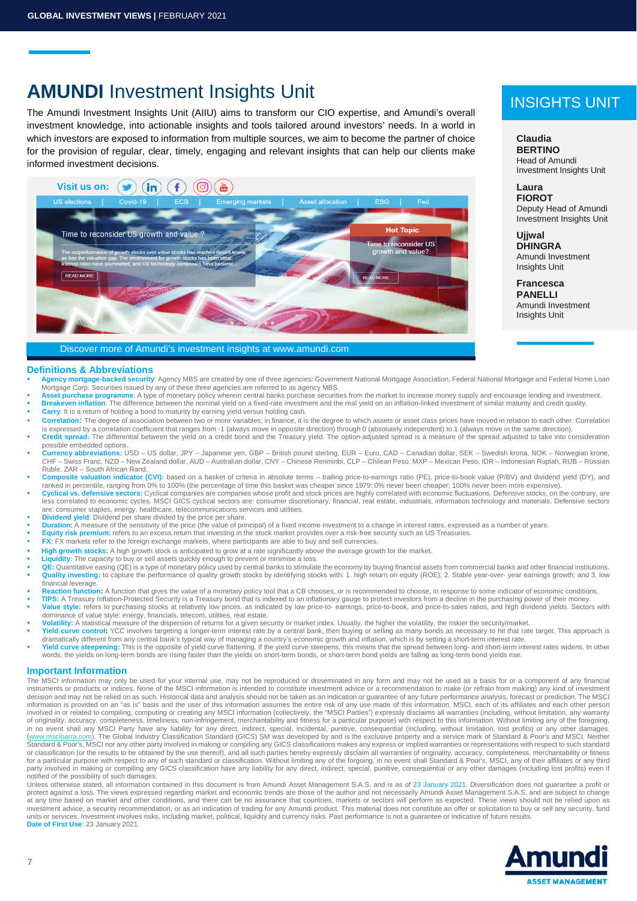# AMUNDI Investment Insights Unit

The Amundi Investment Insights Unit (AIIU) aims to transform our CIO expertise, and Amundi's overall investment knowledge, into actionable insights and tools tailored around investors' needs. In a world in which investors are exposed to information from multiple sources, we aim to become the partner of choice for the provision of regular, clear, timely, engaging and relevant insights that can help our clients make informed investment decisions.

Visit us on:

US elections | Covid-19 | ECB | Emerging markets | Asset allocation | ESG | Fed

Time to reconsider US growth and value ?

The outperformance of growth stocks over value stocks has reached record levels, as has the valuation gap. The environment for growth stocks has been ideal: interest rates have plummeted, and US technology companies have become...

READ MORE

Hot Topic

Time to reconsider US growth and value?

READ MORE

Discover more of Amundi's investment insights at www.amundi.com

## INSIGHTS UNIT

**Claudia BERTINO**
Head of Amundi Investment Insights Unit

**Laura FIOROT**
Deputy Head of Amundi Investment Insights Unit

**Ujjwal DHINGRA**
Amundi Investment Insights Unit

**Francesca PANELLI**
Amundi Investment Insights Unit

## Definitions & Abbreviations

- **Agency mortgage-backed security**: Agency MBS are created by one of three agencies: Government National Mortgage Association, Federal National Mortgage and Federal Home Loan Mortgage Corp. Securities issued by any of these three agencies are referred to as agency MBS.
- **Asset purchase programme**: A type of monetary policy wherein central banks purchase securities from the market to increase money supply and encourage lending and investment.
- **Breakeven inflation**: The difference between the nominal yield on a fixed-rate investment and the real yield on an inflation-linked investment of similar maturity and credit quality.
- **Carry**: It is a return of holding a bond to maturity by earning yield versus holding cash.
- **Correlation:** The degree of association between two or more variables; in finance, it is the degree to which assets or asset class prices have moved in relation to each other. Correlation is expressed by a correlation coefficient that ranges from -1 (always move in opposite direction) through 0 (absolutely independent) to 1 (always move in the same direction).
- **Credit spread:** The differential between the yield on a credit bond and the Treasury yield. The option-adjusted spread is a measure of the spread adjusted to take into consideration possible embedded options.
- **Currency abbreviations:** USD – US dollar, JPY – Japanese yen, GBP – British pound sterling, EUR – Euro, CAD – Canadian dollar, SEK – Swedish krona, NOK – Norwegian krone, CHF – Swiss Franc, NZD – New Zealand dollar, AUD – Australian dollar, CNY – Chinese Renminbi, CLP – Chilean Peso, MXP – Mexican Peso, IDR – Indonesian Rupiah, RUB – Russian Ruble, ZAR – South African Rand.
- **Composite valuation indicator (CVI):** based on a basket of criteria in absolute terms – trailing price-to-earnings ratio (PE), price-to-book value (P/BV) and dividend yield (DY), and ranked in percentile, ranging from 0% to 100% (the percentage of time this basket was cheaper since 1979: 0% never been cheaper; 100% never been more expensive).
- **Cyclical vs. defensive sectors:** Cyclical companies are companies whose profit and stock prices are highly correlated with economic fluctuations. Defensive stocks, on the contrary, are less correlated to economic cycles. MSCI GICS cyclical sectors are: consumer discretionary, financial, real estate, industrials, information technology and materials. Defensive sectors are: consumer staples, energy, healthcare, telecommunications services and utilities.
- **Dividend yield**: Dividend per share divided by the price per share.
- **Duration:** A measure of the sensitivity of the price (the value of principal) of a fixed income investment to a change in interest rates, expressed as a number of years.
- **Equity risk premium:** refers to an excess return that investing in the stock market provides over a risk-free security such as US Treasuries.
- **FX:** FX markets refer to the foreign exchange markets, where participants are able to buy and sell currencies.
- **High growth stocks:** A high growth stock is anticipated to grow at a rate significantly above the average growth for the market.
- **Liquidity**: The capacity to buy or sell assets quickly enough to prevent or minimise a loss.
- **QE:** Quantitative easing (QE) is a type of monetary policy used by central banks to stimulate the economy by buying financial assets from commercial banks and other financial institutions.
- **Quality investing:** to capture the performance of quality growth stocks by identifying stocks with: 1. high return on equity (ROE); 2. Stable year-over- year earnings growth; and 3. low financial leverage.
- **Reaction function:** A function that gives the value of a monetary policy tool that a CB chooses, or is recommended to choose, in response to some indicator of economic conditions.
- **TIPS:** A Treasury Inflation-Protected Security is a Treasury bond that is indexed to an inflationary gauge to protect investors from a decline in the purchasing power of their money.
- **Value style:** refers to purchasing stocks at relatively low prices, as indicated by low price-to- earnings, price-to-book, and price-to-sales ratios, and high dividend yields. Sectors with dominance of value style: energy, financials, telecom, utilities, real estate.
- **Volatility:** A statistical measure of the dispersion of returns for a given security or market index. Usually, the higher the volatility, the riskier the security/market.
- **Yield curve control:** YCC involves targeting a longer-term interest rate by a central bank, then buying or selling as many bonds as necessary to hit that rate target. This approach is dramatically different from any central bank's typical way of managing a country's economic growth and inflation, which is by setting a short-term interest rate.
- **Yield curve steepening:** This is the opposite of yield curve flattening. If the yield curve steepens, this means that the spread between long- and short-term interest rates widens. In other words, the yields on long-term bonds are rising faster than the yields on short-term bonds, or short-term bond yields are falling as long-term bond yields rise.

## Important Information

The MSCI information may only be used for your internal use, may not be reproduced or disseminated in any form and may not be used as a basis for or a component of any financial instruments or products or indices. None of the MSCI information is intended to constitute investment advice or a recommendation to make (or refrain from making) any kind of investment decision and may not be relied on as such. Historical data and analysis should not be taken as an indication or guarantee of any future performance analysis, forecast or prediction. The MSCI information is provided on an "as is" basis and the user of this information assumes the entire risk of any use made of this information. MSCI, each of its affiliates and each other person involved in or related to compiling, computing or creating any MSCI information (collectively, the "MSCI Parties") expressly disclaims all warranties (including, without limitation, any warranty of originality, accuracy, completeness, timeliness, non-infringement, merchantability and fitness for a particular purpose) with respect to this information. Without limiting any of the foregoing, in no event shall any MSCI Party have any liability for any direct, indirect, special, incidental, punitive, consequential (including, without limitation, lost profits) or any other damages. (www.mscibarra.com). The Global Industry Classification Standard (GICS) SM was developed by and is the exclusive property and a service mark of Standard & Poor's and MSCI. Neither Standard & Poor's, MSCI nor any other party involved in making or compiling any GICS classifications makes any express or implied warranties or representations with respect to such standard or classification (or the results to be obtained by the use thereof), and all such parties hereby expressly disclaim all warranties of originality, accuracy, completeness, merchantability or fitness for a particular purpose with respect to any of such standard or classification. Without limiting any of the forgoing, in no event shall Standard & Poor's, MSCI, any of their affiliates or any third party involved in making or compiling any GICS classification have any liability for any direct, indirect, special, punitive, consequential or any other damages (including lost profits) even if notified of the possibility of such damages.

Unless otherwise stated, all information contained in this document is from Amundi Asset Management S.A.S. and is as of 23 January 2021. Diversification does not guarantee a profit or protect against a loss. The views expressed regarding market and economic trends are those of the author and not necessarily Amundi Asset Management S.A.S. and are subject to change at any time based on market and other conditions, and there can be no assurance that countries, markets or sectors will perform as expected. These views should not be relied upon as investment advice, a security recommendation, or as an indication of trading for any Amundi product. This material does not constitute an offer or solicitation to buy or sell any security, fund units or services. Investment involves risks, including market, political, liquidity and currency risks. Past performance is not a guarantee or indicative of future results.

**Date of First Use**: 23 January 2021.

Amundi ASSET MANAGEMENT